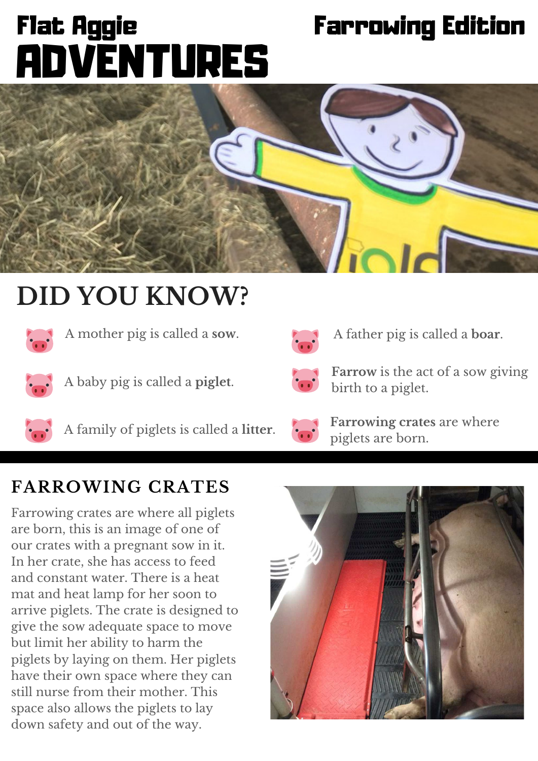# Flat Aggie ADVENTURES

## Farrowing Edition

## DID YOU KNOW?

- A mother pig is called a **sow**.
- A baby pig is called a **piglet**.
- A family of piglets is called a **litter**.
- A father pig is called a **boar**.
- **Farrow** is the act of a sow giving birth to a piglet.
- **Farrowing crates** are where piglets are born.

## FARROWING CRATES

Farrowing crates are where all piglets are born, this is an image of one of our crates with a pregnant sow in it. In her crate, she has access to feed and constant water. There is a heat mat and heat lamp for her soon to arrive piglets. The crate is designed to give the sow adequate space to move but limit her ability to harm the piglets by laying on them. Her piglets have their own space where they can still nurse from their mother. This space also allows the piglets to lay down safety and out of the way.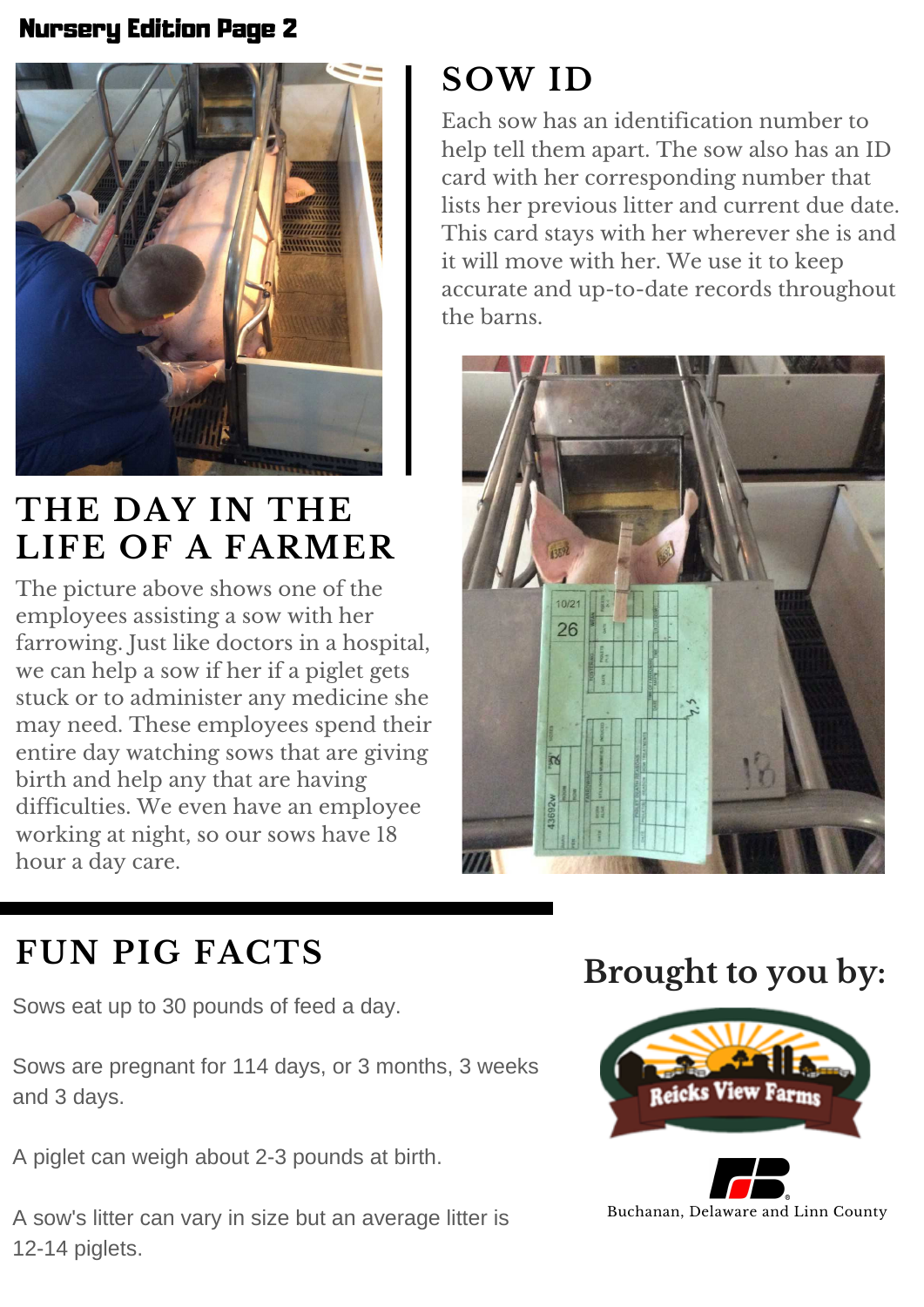Nursery Edition Page 2

## SOW ID

Each sow has an identification number to help tell them apart. The sow also has an ID card with her corresponding number that lists her previous litter and current due date. This card stays with her wherever she is and it will move with her. We use it to keep accurate and up-to-date records throughout the barns.

## THE DAY IN THE LIFE OF A FARMER

The picture above shows one of the employees assisting a sow with her farrowing. Just like doctors in a hospital, we can help a sow if her if a piglet gets stuck or to administer any medicine she may need. These employees spend their entire day watching sows that are giving birth and help any that are having difficulties. We even have an employee working at night, so our sows have 18 hour a day care.

## FUN PIG FACTS

Sows eat up to 30 pounds of feed a day.

Sows are pregnant for 114 days, or 3 months, 3 weeks and 3 days.

A piglet can weigh about 2-3 pounds at birth.

A sow's litter can vary in size but an average litter is 12-14 piglets.

## Brought to you by:

Reicks View Farms

Buchanan, Delaware and Linn County